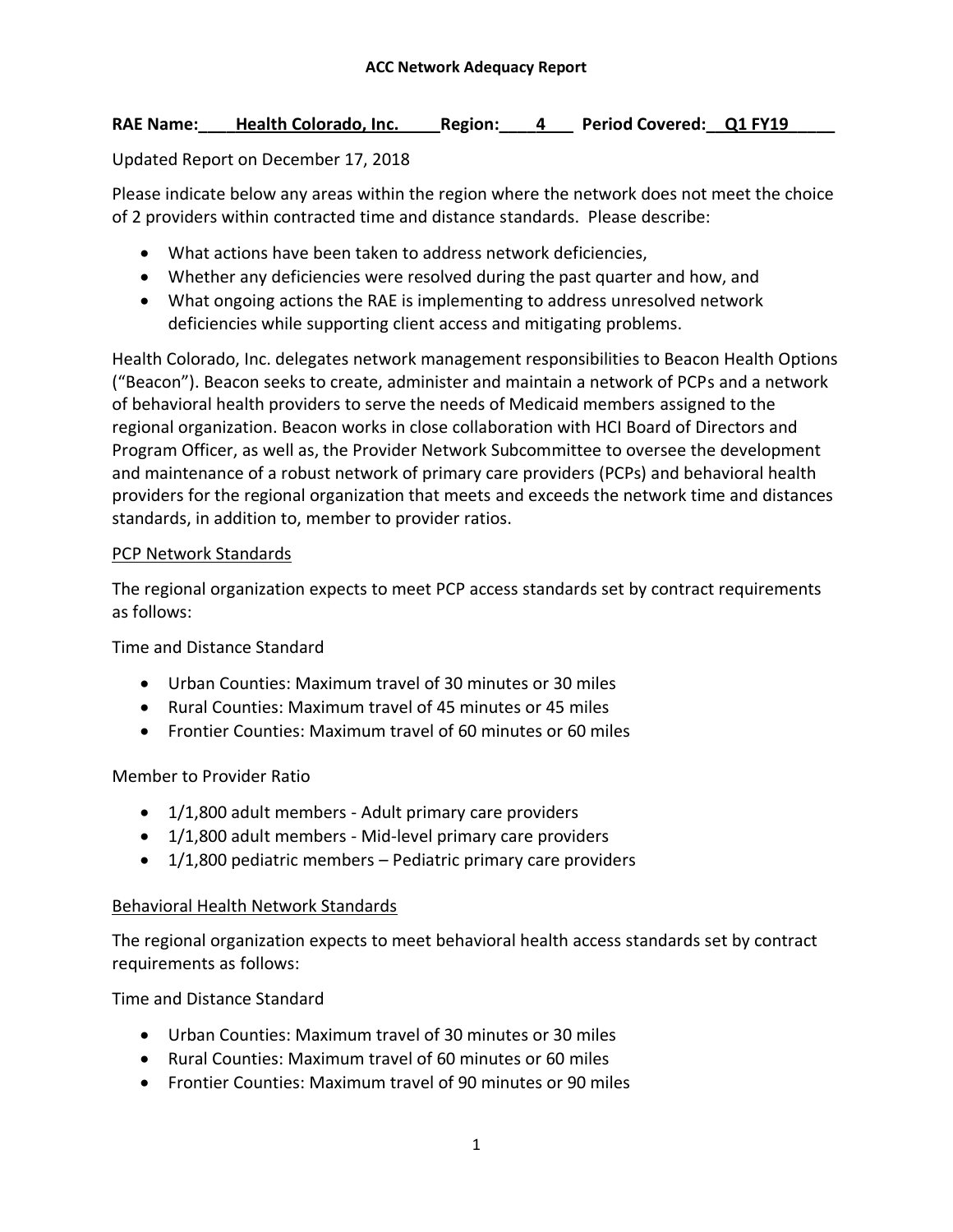# ACC Network Adequacy Report

**RAE Name:\_\_\_\_Health Colorado, Inc.\_\_\_\_\_Region:\_\_\_\_4\_\_\_ Period Covered:\_\_Q1 FY19\_\_\_\_\_**

Updated Report on December 17, 2018

Please indicate below any areas within the region where the network does not meet the choice of 2 providers within contracted time and distance standards. Please describe:

- What actions have been taken to address network deficiencies,
- Whether any deficiencies were resolved during the past quarter and how, and
- What ongoing actions the RAE is implementing to address unresolved network deficiencies while supporting client access and mitigating problems.

Health Colorado, Inc. delegates network management responsibilities to Beacon Health Options ("Beacon"). Beacon seeks to create, administer and maintain a network of PCPs and a network of behavioral health providers to serve the needs of Medicaid members assigned to the regional organization. Beacon works in close collaboration with HCI Board of Directors and Program Officer, as well as, the Provider Network Subcommittee to oversee the development and maintenance of a robust network of primary care providers (PCPs) and behavioral health providers for the regional organization that meets and exceeds the network time and distances standards, in addition to, member to provider ratios.

## PCP Network Standards

The regional organization expects to meet PCP access standards set by contract requirements as follows:

Time and Distance Standard

- Urban Counties: Maximum travel of 30 minutes or 30 miles
- Rural Counties: Maximum travel of 45 minutes or 45 miles
- Frontier Counties: Maximum travel of 60 minutes or 60 miles

Member to Provider Ratio

- 1/1,800 adult members - Adult primary care providers
- 1/1,800 adult members - Mid-level primary care providers
- 1/1,800 pediatric members – Pediatric primary care providers

## Behavioral Health Network Standards

The regional organization expects to meet behavioral health access standards set by contract requirements as follows:

Time and Distance Standard

- Urban Counties: Maximum travel of 30 minutes or 30 miles
- Rural Counties: Maximum travel of 60 minutes or 60 miles
- Frontier Counties: Maximum travel of 90 minutes or 90 miles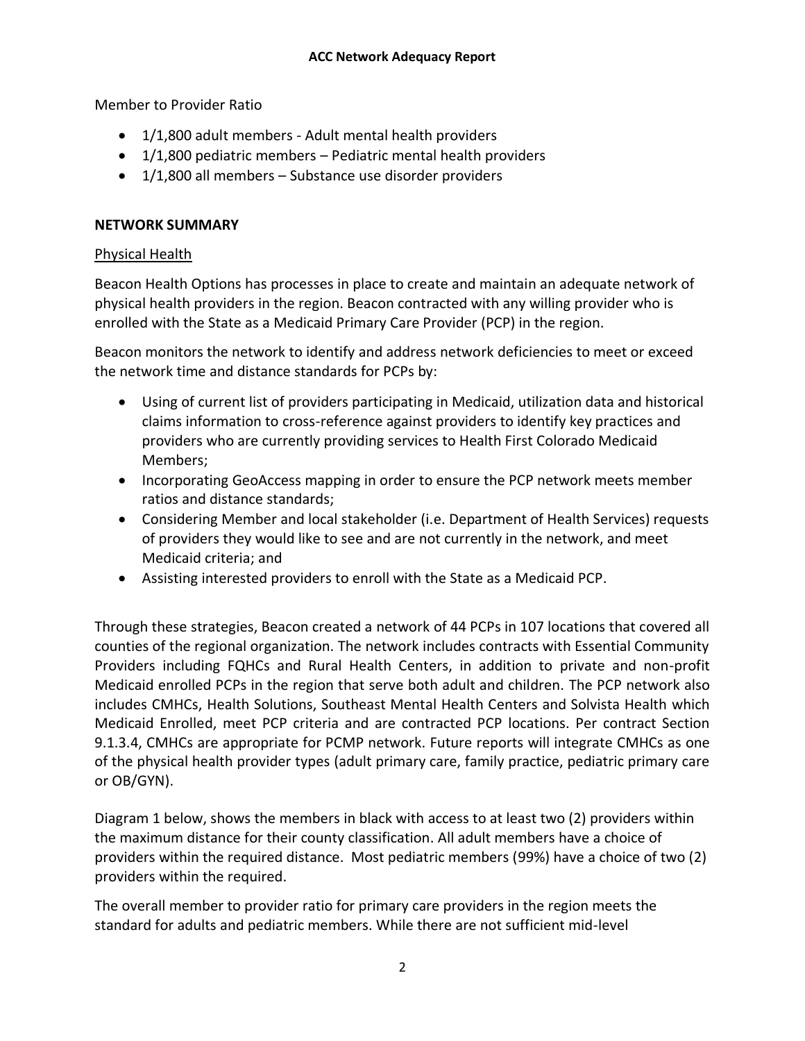Member to Provider Ratio

- 1/1,800 adult members - Adult mental health providers
- 1/1,800 pediatric members – Pediatric mental health providers
- 1/1,800 all members – Substance use disorder providers

## NETWORK SUMMARY

### Physical Health

Beacon Health Options has processes in place to create and maintain an adequate network of physical health providers in the region. Beacon contracted with any willing provider who is enrolled with the State as a Medicaid Primary Care Provider (PCP) in the region.

Beacon monitors the network to identify and address network deficiencies to meet or exceed the network time and distance standards for PCPs by:

- Using of current list of providers participating in Medicaid, utilization data and historical claims information to cross-reference against providers to identify key practices and providers who are currently providing services to Health First Colorado Medicaid Members;
- Incorporating GeoAccess mapping in order to ensure the PCP network meets member ratios and distance standards;
- Considering Member and local stakeholder (i.e. Department of Health Services) requests of providers they would like to see and are not currently in the network, and meet Medicaid criteria; and
- Assisting interested providers to enroll with the State as a Medicaid PCP.

Through these strategies, Beacon created a network of 44 PCPs in 107 locations that covered all counties of the regional organization. The network includes contracts with Essential Community Providers including FQHCs and Rural Health Centers, in addition to private and non-profit Medicaid enrolled PCPs in the region that serve both adult and children. The PCP network also includes CMHCs, Health Solutions, Southeast Mental Health Centers and Solvista Health which Medicaid Enrolled, meet PCP criteria and are contracted PCP locations. Per contract Section 9.1.3.4, CMHCs are appropriate for PCMP network. Future reports will integrate CMHCs as one of the physical health provider types (adult primary care, family practice, pediatric primary care or OB/GYN).

Diagram 1 below, shows the members in black with access to at least two (2) providers within the maximum distance for their county classification. All adult members have a choice of providers within the required distance. Most pediatric members (99%) have a choice of two (2) providers within the required.

The overall member to provider ratio for primary care providers in the region meets the standard for adults and pediatric members. While there are not sufficient mid-level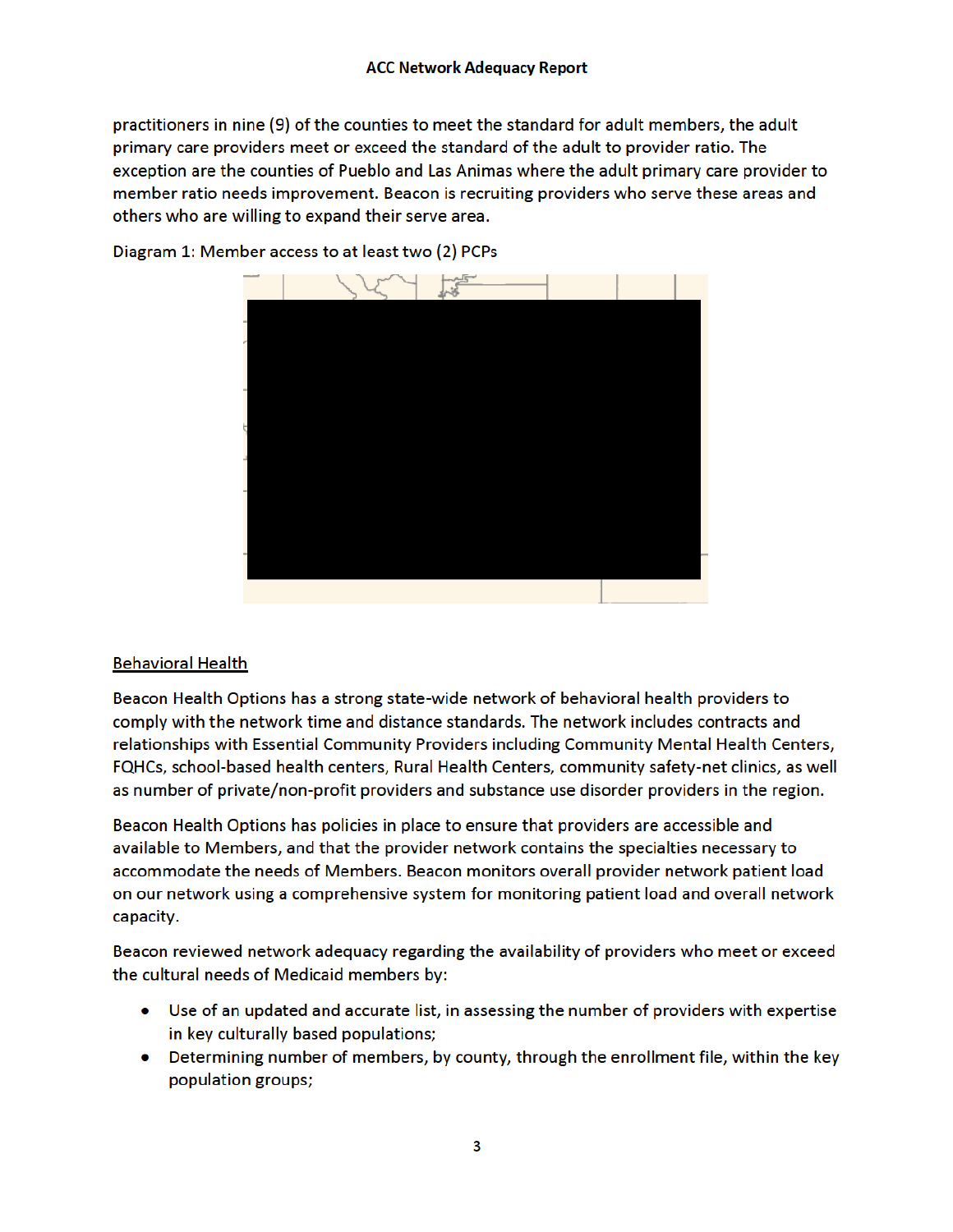practitioners in nine (9) of the counties to meet the standard for adult members, the adult primary care providers meet or exceed the standard of the adult to provider ratio. The exception are the counties of Pueblo and Las Animas where the adult primary care provider to member ratio needs improvement. Beacon is recruiting providers who serve these areas and others who are willing to expand their serve area.

Diagram 1: Member access to at least two (2) PCPs

## Behavioral Health

Beacon Health Options has a strong state-wide network of behavioral health providers to comply with the network time and distance standards. The network includes contracts and relationships with Essential Community Providers including Community Mental Health Centers, FQHCs, school-based health centers, Rural Health Centers, community safety-net clinics, as well as number of private/non-profit providers and substance use disorder providers in the region.

Beacon Health Options has policies in place to ensure that providers are accessible and available to Members, and that the provider network contains the specialties necessary to accommodate the needs of Members. Beacon monitors overall provider network patient load on our network using a comprehensive system for monitoring patient load and overall network capacity.

Beacon reviewed network adequacy regarding the availability of providers who meet or exceed the cultural needs of Medicaid members by:

- Use of an updated and accurate list, in assessing the number of providers with expertise in key culturally based populations;
- Determining number of members, by county, through the enrollment file, within the key population groups;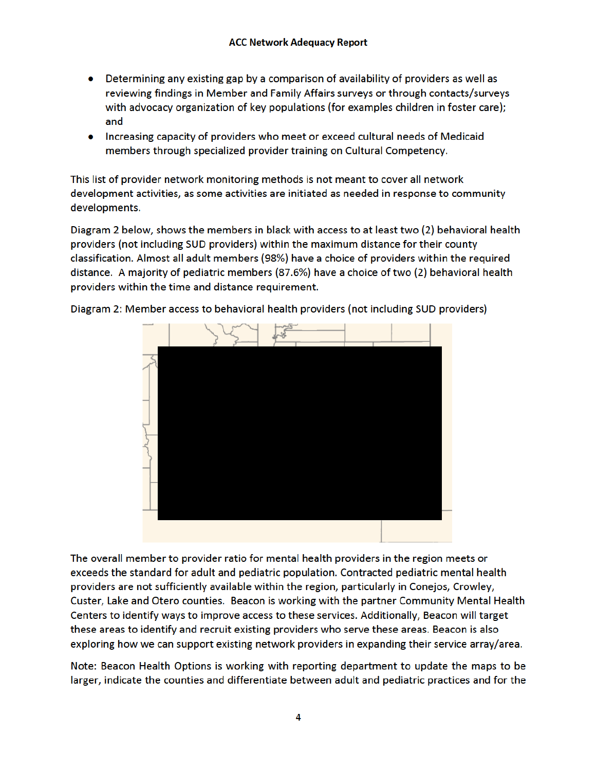- Determining any existing gap by a comparison of availability of providers as well as reviewing findings in Member and Family Affairs surveys or through contacts/surveys with advocacy organization of key populations (for examples children in foster care); and
- Increasing capacity of providers who meet or exceed cultural needs of Medicaid members through specialized provider training on Cultural Competency.

This list of provider network monitoring methods is not meant to cover all network development activities, as some activities are initiated as needed in response to community developments.

Diagram 2 below, shows the members in black with access to at least two (2) behavioral health providers (not including SUD providers) within the maximum distance for their county classification. Almost all adult members (98%) have a choice of providers within the required distance. A majority of pediatric members (87.6%) have a choice of two (2) behavioral health providers within the time and distance requirement.

Diagram 2: Member access to behavioral health providers (not including SUD providers)

The overall member to provider ratio for mental health providers in the region meets or exceeds the standard for adult and pediatric population. Contracted pediatric mental health providers are not sufficiently available within the region, particularly in Conejos, Crowley, Custer, Lake and Otero counties. Beacon is working with the partner Community Mental Health Centers to identify ways to improve access to these services. Additionally, Beacon will target these areas to identify and recruit existing providers who serve these areas. Beacon is also exploring how we can support existing network providers in expanding their service array/area.

Note: Beacon Health Options is working with reporting department to update the maps to be larger, indicate the counties and differentiate between adult and pediatric practices and for the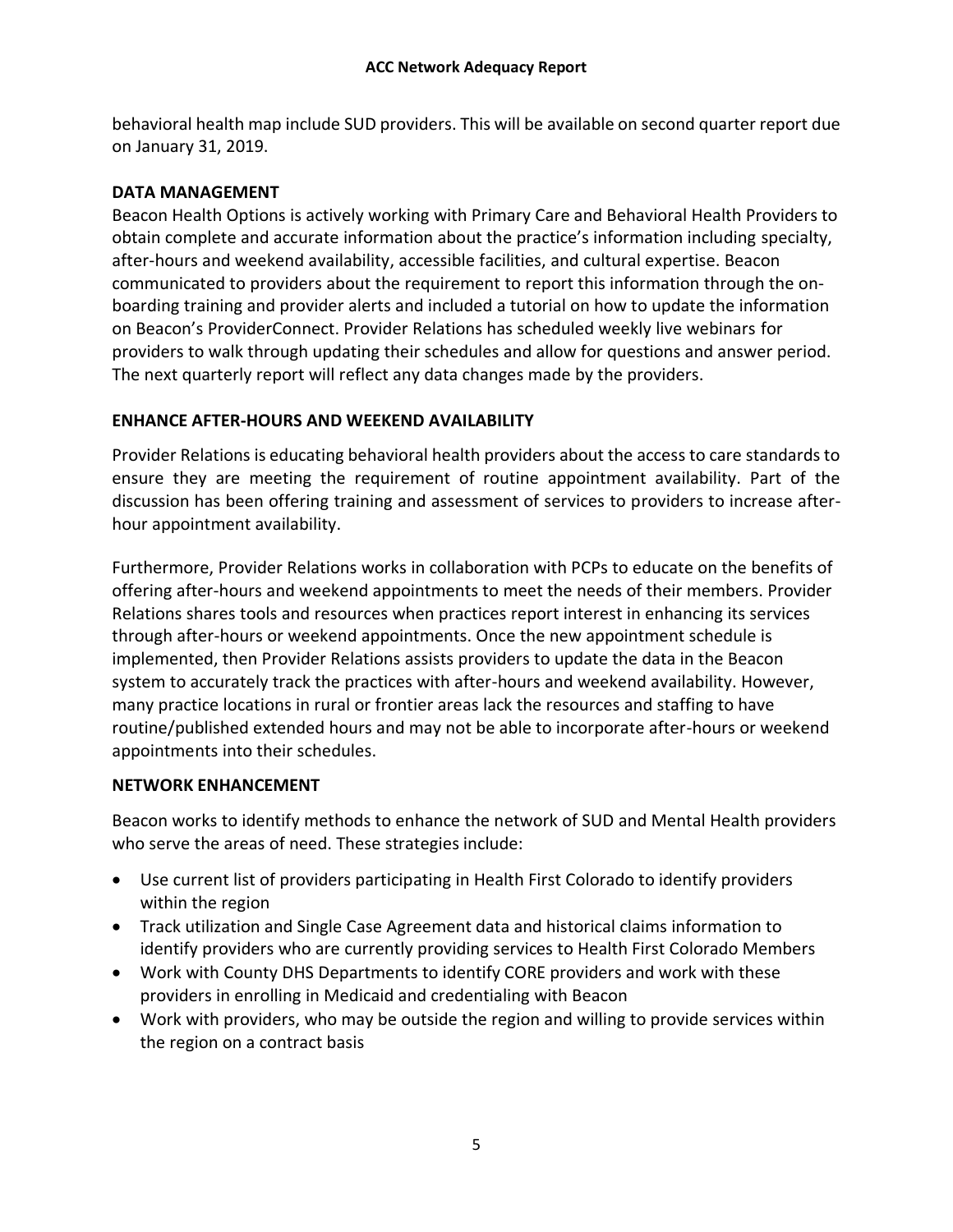behavioral health map include SUD providers. This will be available on second quarter report due on January 31, 2019.

## DATA MANAGEMENT

Beacon Health Options is actively working with Primary Care and Behavioral Health Providers to obtain complete and accurate information about the practice's information including specialty, after-hours and weekend availability, accessible facilities, and cultural expertise. Beacon communicated to providers about the requirement to report this information through the on-boarding training and provider alerts and included a tutorial on how to update the information on Beacon's ProviderConnect. Provider Relations has scheduled weekly live webinars for providers to walk through updating their schedules and allow for questions and answer period. The next quarterly report will reflect any data changes made by the providers.

## ENHANCE AFTER-HOURS AND WEEKEND AVAILABILITY

Provider Relations is educating behavioral health providers about the access to care standards to ensure they are meeting the requirement of routine appointment availability. Part of the discussion has been offering training and assessment of services to providers to increase after-hour appointment availability.

Furthermore, Provider Relations works in collaboration with PCPs to educate on the benefits of offering after-hours and weekend appointments to meet the needs of their members. Provider Relations shares tools and resources when practices report interest in enhancing its services through after-hours or weekend appointments. Once the new appointment schedule is implemented, then Provider Relations assists providers to update the data in the Beacon system to accurately track the practices with after-hours and weekend availability. However, many practice locations in rural or frontier areas lack the resources and staffing to have routine/published extended hours and may not be able to incorporate after-hours or weekend appointments into their schedules.

## NETWORK ENHANCEMENT

Beacon works to identify methods to enhance the network of SUD and Mental Health providers who serve the areas of need. These strategies include:

- Use current list of providers participating in Health First Colorado to identify providers within the region
- Track utilization and Single Case Agreement data and historical claims information to identify providers who are currently providing services to Health First Colorado Members
- Work with County DHS Departments to identify CORE providers and work with these providers in enrolling in Medicaid and credentialing with Beacon
- Work with providers, who may be outside the region and willing to provide services within the region on a contract basis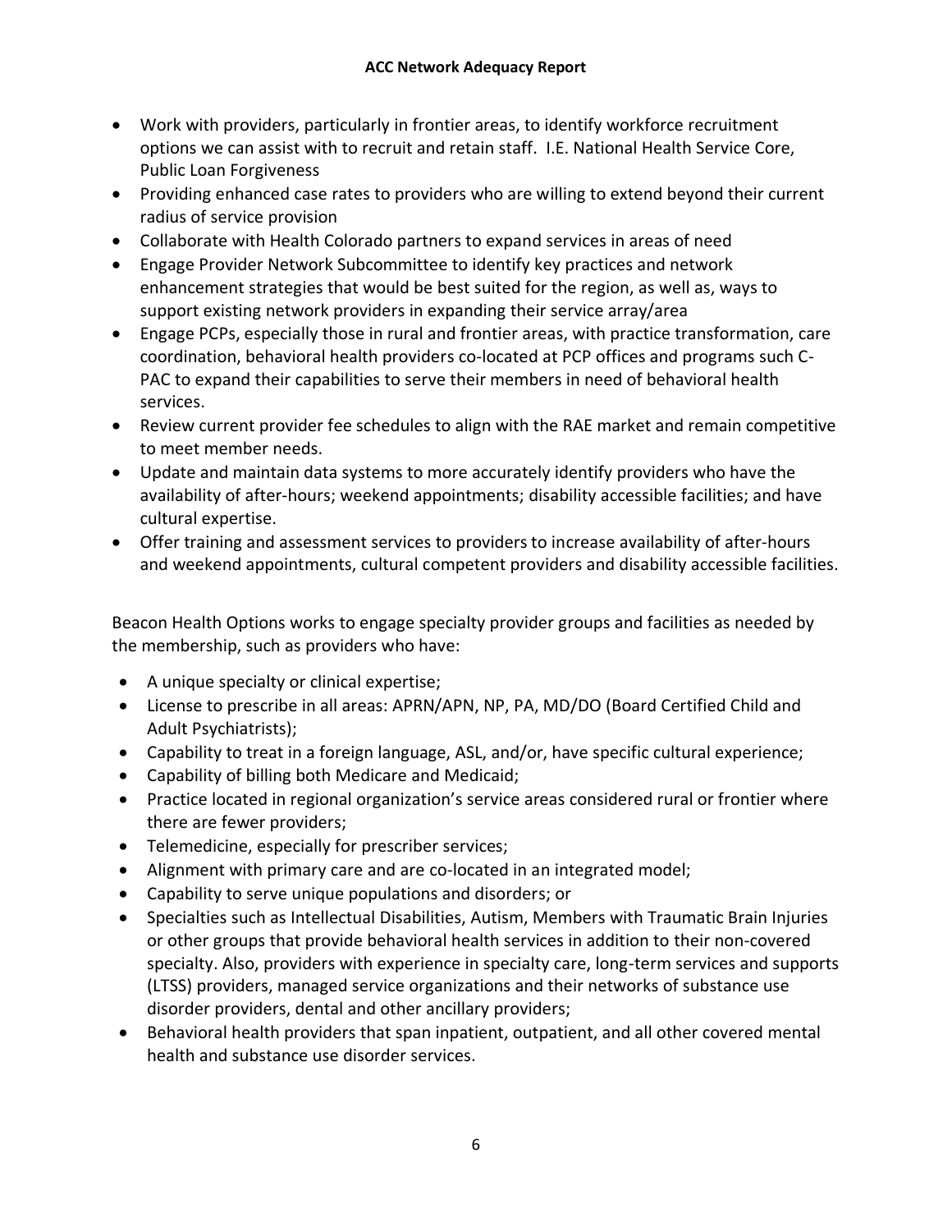- Work with providers, particularly in frontier areas, to identify workforce recruitment options we can assist with to recruit and retain staff. I.E. National Health Service Core, Public Loan Forgiveness
- Providing enhanced case rates to providers who are willing to extend beyond their current radius of service provision
- Collaborate with Health Colorado partners to expand services in areas of need
- Engage Provider Network Subcommittee to identify key practices and network enhancement strategies that would be best suited for the region, as well as, ways to support existing network providers in expanding their service array/area
- Engage PCPs, especially those in rural and frontier areas, with practice transformation, care coordination, behavioral health providers co-located at PCP offices and programs such C-PAC to expand their capabilities to serve their members in need of behavioral health services.
- Review current provider fee schedules to align with the RAE market and remain competitive to meet member needs.
- Update and maintain data systems to more accurately identify providers who have the availability of after-hours; weekend appointments; disability accessible facilities; and have cultural expertise.
- Offer training and assessment services to providers to increase availability of after-hours and weekend appointments, cultural competent providers and disability accessible facilities.

Beacon Health Options works to engage specialty provider groups and facilities as needed by the membership, such as providers who have:

- A unique specialty or clinical expertise;
- License to prescribe in all areas: APRN/APN, NP, PA, MD/DO (Board Certified Child and Adult Psychiatrists);
- Capability to treat in a foreign language, ASL, and/or, have specific cultural experience;
- Capability of billing both Medicare and Medicaid;
- Practice located in regional organization's service areas considered rural or frontier where there are fewer providers;
- Telemedicine, especially for prescriber services;
- Alignment with primary care and are co-located in an integrated model;
- Capability to serve unique populations and disorders; or
- Specialties such as Intellectual Disabilities, Autism, Members with Traumatic Brain Injuries or other groups that provide behavioral health services in addition to their non-covered specialty. Also, providers with experience in specialty care, long-term services and supports (LTSS) providers, managed service organizations and their networks of substance use disorder providers, dental and other ancillary providers;
- Behavioral health providers that span inpatient, outpatient, and all other covered mental health and substance use disorder services.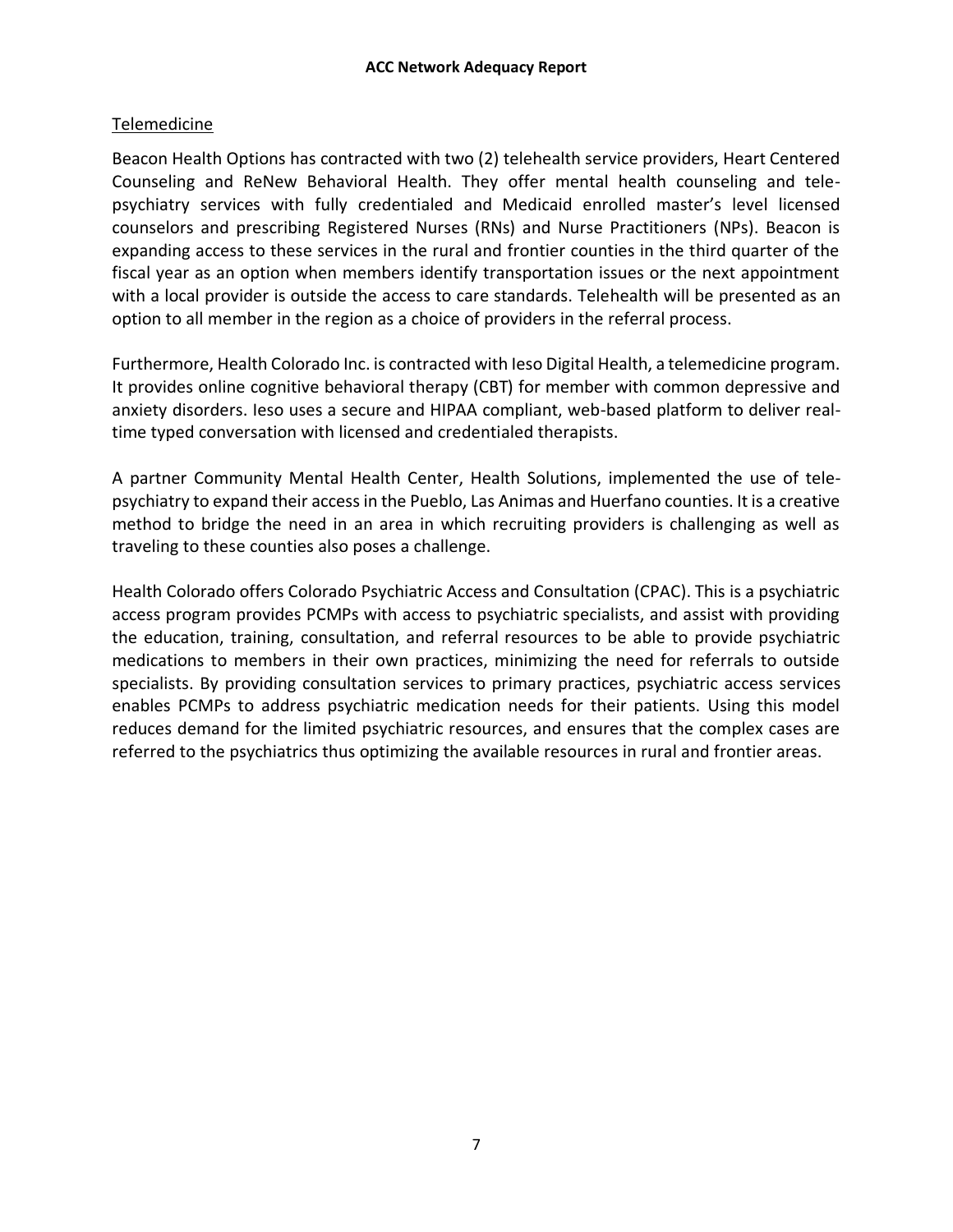## Telemedicine

Beacon Health Options has contracted with two (2) telehealth service providers, Heart Centered Counseling and ReNew Behavioral Health. They offer mental health counseling and tele-psychiatry services with fully credentialed and Medicaid enrolled master's level licensed counselors and prescribing Registered Nurses (RNs) and Nurse Practitioners (NPs). Beacon is expanding access to these services in the rural and frontier counties in the third quarter of the fiscal year as an option when members identify transportation issues or the next appointment with a local provider is outside the access to care standards. Telehealth will be presented as an option to all member in the region as a choice of providers in the referral process.

Furthermore, Health Colorado Inc. is contracted with Ieso Digital Health, a telemedicine program. It provides online cognitive behavioral therapy (CBT) for member with common depressive and anxiety disorders. Ieso uses a secure and HIPAA compliant, web-based platform to deliver real-time typed conversation with licensed and credentialed therapists.

A partner Community Mental Health Center, Health Solutions, implemented the use of tele-psychiatry to expand their access in the Pueblo, Las Animas and Huerfano counties. It is a creative method to bridge the need in an area in which recruiting providers is challenging as well as traveling to these counties also poses a challenge.

Health Colorado offers Colorado Psychiatric Access and Consultation (CPAC). This is a psychiatric access program provides PCMPs with access to psychiatric specialists, and assist with providing the education, training, consultation, and referral resources to be able to provide psychiatric medications to members in their own practices, minimizing the need for referrals to outside specialists. By providing consultation services to primary practices, psychiatric access services enables PCMPs to address psychiatric medication needs for their patients. Using this model reduces demand for the limited psychiatric resources, and ensures that the complex cases are referred to the psychiatrics thus optimizing the available resources in rural and frontier areas.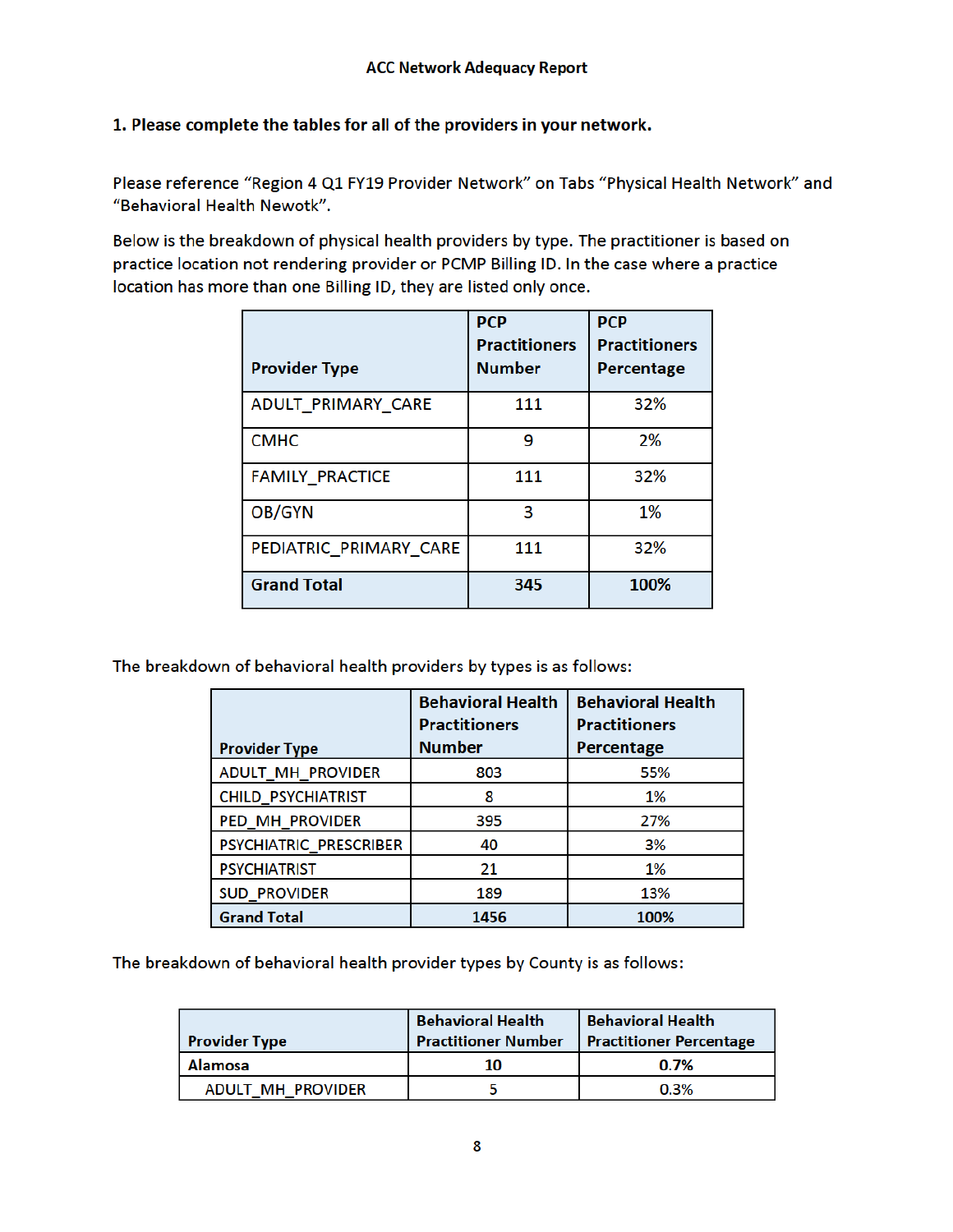ACC Network Adequacy Report

**1. Please complete the tables for all of the providers in your network.**

Please reference "Region 4 Q1 FY19 Provider Network" on Tabs "Physical Health Network" and "Behavioral Health Newotk".

Below is the breakdown of physical health providers by type. The practitioner is based on practice location not rendering provider or PCMP Billing ID. In the case where a practice location has more than one Billing ID, they are listed only once.

| Provider Type | PCP Practitioners Number | PCP Practitioners Percentage |
|---|---|---|
| ADULT_PRIMARY_CARE | 111 | 32% |
| CMHC | 9 | 2% |
| FAMILY_PRACTICE | 111 | 32% |
| OB/GYN | 3 | 1% |
| PEDIATRIC_PRIMARY_CARE | 111 | 32% |
| **Grand Total** | **345** | **100%** |

The breakdown of behavioral health providers by types is as follows:

| Provider Type | Behavioral Health Practitioners Number | Behavioral Health Practitioners Percentage |
|---|---|---|
| ADULT_MH_PROVIDER | 803 | 55% |
| CHILD_PSYCHIATRIST | 8 | 1% |
| PED_MH_PROVIDER | 395 | 27% |
| PSYCHIATRIC_PRESCRIBER | 40 | 3% |
| PSYCHIATRIST | 21 | 1% |
| SUD_PROVIDER | 189 | 13% |
| **Grand Total** | **1456** | **100%** |

The breakdown of behavioral health provider types by County is as follows:

| Provider Type | Behavioral Health Practitioner Number | Behavioral Health Practitioner Percentage |
|---|---|---|
| **Alamosa** | **10** | **0.7%** |
| ADULT_MH_PROVIDER | 5 | 0.3% |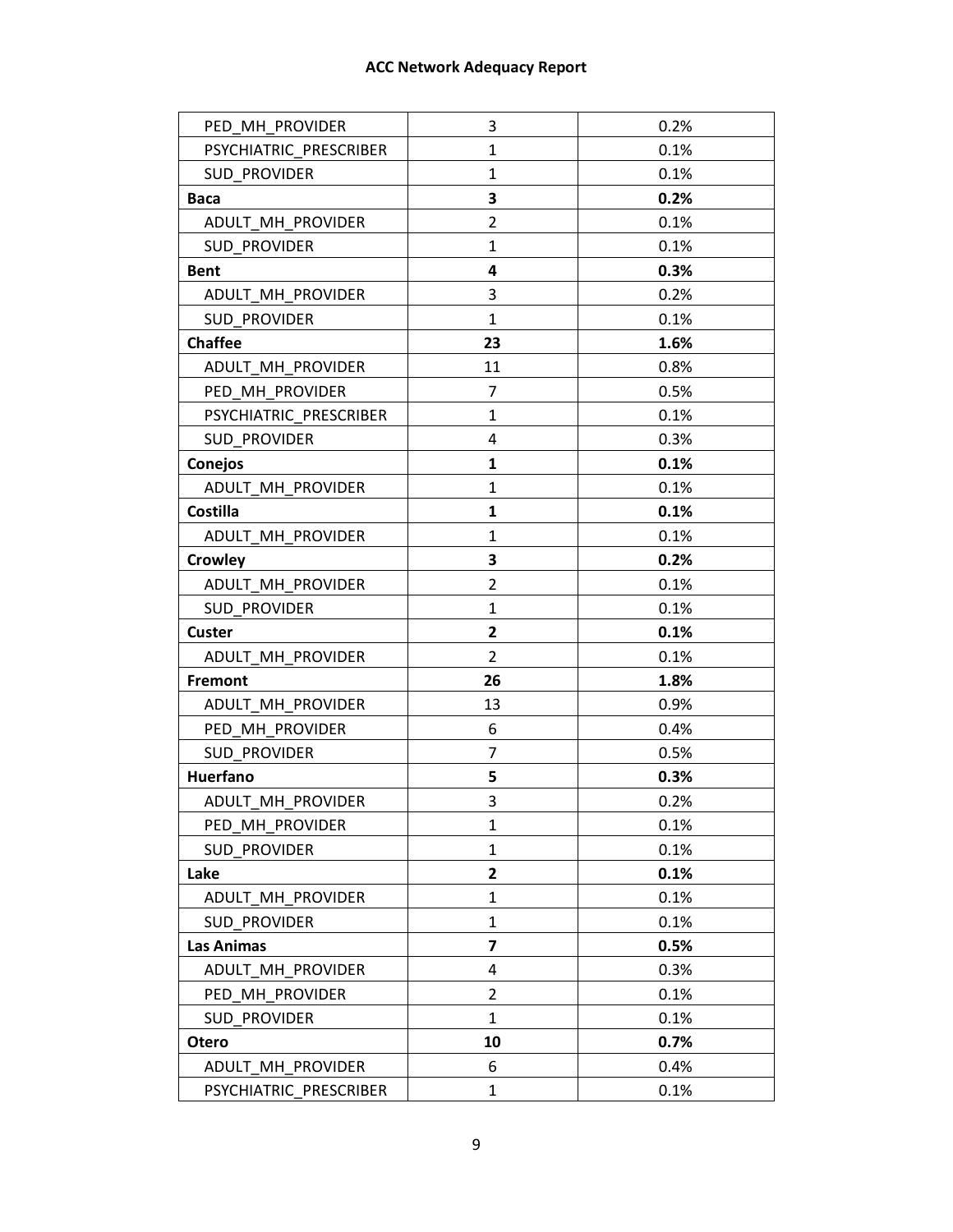| | | |
|---|---|---|
| PED_MH_PROVIDER | 3 | 0.2% |
| PSYCHIATRIC_PRESCRIBER | 1 | 0.1% |
| SUD_PROVIDER | 1 | 0.1% |
| **Baca** | **3** | **0.2%** |
| ADULT_MH_PROVIDER | 2 | 0.1% |
| SUD_PROVIDER | 1 | 0.1% |
| **Bent** | **4** | **0.3%** |
| ADULT_MH_PROVIDER | 3 | 0.2% |
| SUD_PROVIDER | 1 | 0.1% |
| **Chaffee** | **23** | **1.6%** |
| ADULT_MH_PROVIDER | 11 | 0.8% |
| PED_MH_PROVIDER | 7 | 0.5% |
| PSYCHIATRIC_PRESCRIBER | 1 | 0.1% |
| SUD_PROVIDER | 4 | 0.3% |
| **Conejos** | **1** | **0.1%** |
| ADULT_MH_PROVIDER | 1 | 0.1% |
| **Costilla** | **1** | **0.1%** |
| ADULT_MH_PROVIDER | 1 | 0.1% |
| **Crowley** | **3** | **0.2%** |
| ADULT_MH_PROVIDER | 2 | 0.1% |
| SUD_PROVIDER | 1 | 0.1% |
| **Custer** | **2** | **0.1%** |
| ADULT_MH_PROVIDER | 2 | 0.1% |
| **Fremont** | **26** | **1.8%** |
| ADULT_MH_PROVIDER | 13 | 0.9% |
| PED_MH_PROVIDER | 6 | 0.4% |
| SUD_PROVIDER | 7 | 0.5% |
| **Huerfano** | **5** | **0.3%** |
| ADULT_MH_PROVIDER | 3 | 0.2% |
| PED_MH_PROVIDER | 1 | 0.1% |
| SUD_PROVIDER | 1 | 0.1% |
| **Lake** | **2** | **0.1%** |
| ADULT_MH_PROVIDER | 1 | 0.1% |
| SUD_PROVIDER | 1 | 0.1% |
| **Las Animas** | **7** | **0.5%** |
| ADULT_MH_PROVIDER | 4 | 0.3% |
| PED_MH_PROVIDER | 2 | 0.1% |
| SUD_PROVIDER | 1 | 0.1% |
| **Otero** | **10** | **0.7%** |
| ADULT_MH_PROVIDER | 6 | 0.4% |
| PSYCHIATRIC_PRESCRIBER | 1 | 0.1% |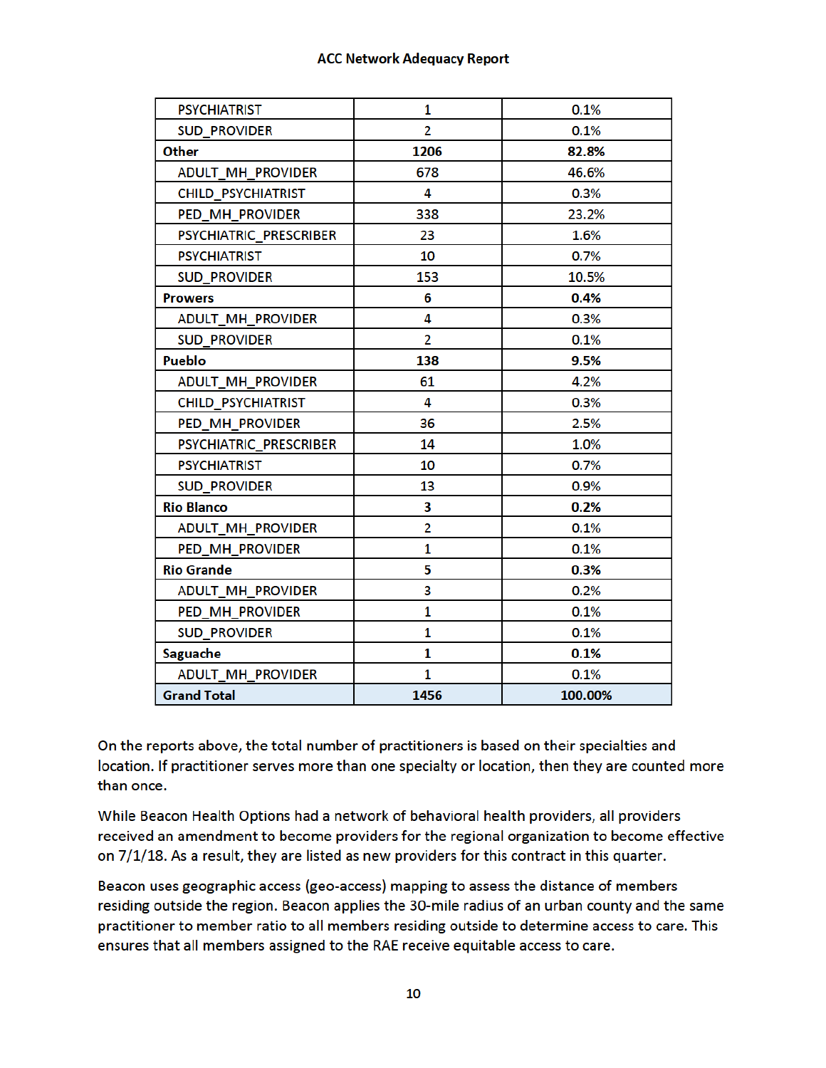| | | |
|---|---|---|
| PSYCHIATRIST | 1 | 0.1% |
| SUD_PROVIDER | 2 | 0.1% |
| **Other** | **1206** | **82.8%** |
| ADULT_MH_PROVIDER | 678 | 46.6% |
| CHILD_PSYCHIATRIST | 4 | 0.3% |
| PED_MH_PROVIDER | 338 | 23.2% |
| PSYCHIATRIC_PRESCRIBER | 23 | 1.6% |
| PSYCHIATRIST | 10 | 0.7% |
| SUD_PROVIDER | 153 | 10.5% |
| **Prowers** | **6** | **0.4%** |
| ADULT_MH_PROVIDER | 4 | 0.3% |
| SUD_PROVIDER | 2 | 0.1% |
| **Pueblo** | **138** | **9.5%** |
| ADULT_MH_PROVIDER | 61 | 4.2% |
| CHILD_PSYCHIATRIST | 4 | 0.3% |
| PED_MH_PROVIDER | 36 | 2.5% |
| PSYCHIATRIC_PRESCRIBER | 14 | 1.0% |
| PSYCHIATRIST | 10 | 0.7% |
| SUD_PROVIDER | 13 | 0.9% |
| **Rio Blanco** | **3** | **0.2%** |
| ADULT_MH_PROVIDER | 2 | 0.1% |
| PED_MH_PROVIDER | 1 | 0.1% |
| **Rio Grande** | **5** | **0.3%** |
| ADULT_MH_PROVIDER | 3 | 0.2% |
| PED_MH_PROVIDER | 1 | 0.1% |
| SUD_PROVIDER | 1 | 0.1% |
| **Saguache** | **1** | **0.1%** |
| ADULT_MH_PROVIDER | 1 | 0.1% |
| **Grand Total** | **1456** | **100.00%** |

On the reports above, the total number of practitioners is based on their specialties and location. If practitioner serves more than one specialty or location, then they are counted more than once.

While Beacon Health Options had a network of behavioral health providers, all providers received an amendment to become providers for the regional organization to become effective on 7/1/18. As a result, they are listed as new providers for this contract in this quarter.

Beacon uses geographic access (geo-access) mapping to assess the distance of members residing outside the region. Beacon applies the 30-mile radius of an urban county and the same practitioner to member ratio to all members residing outside to determine access to care. This ensures that all members assigned to the RAE receive equitable access to care.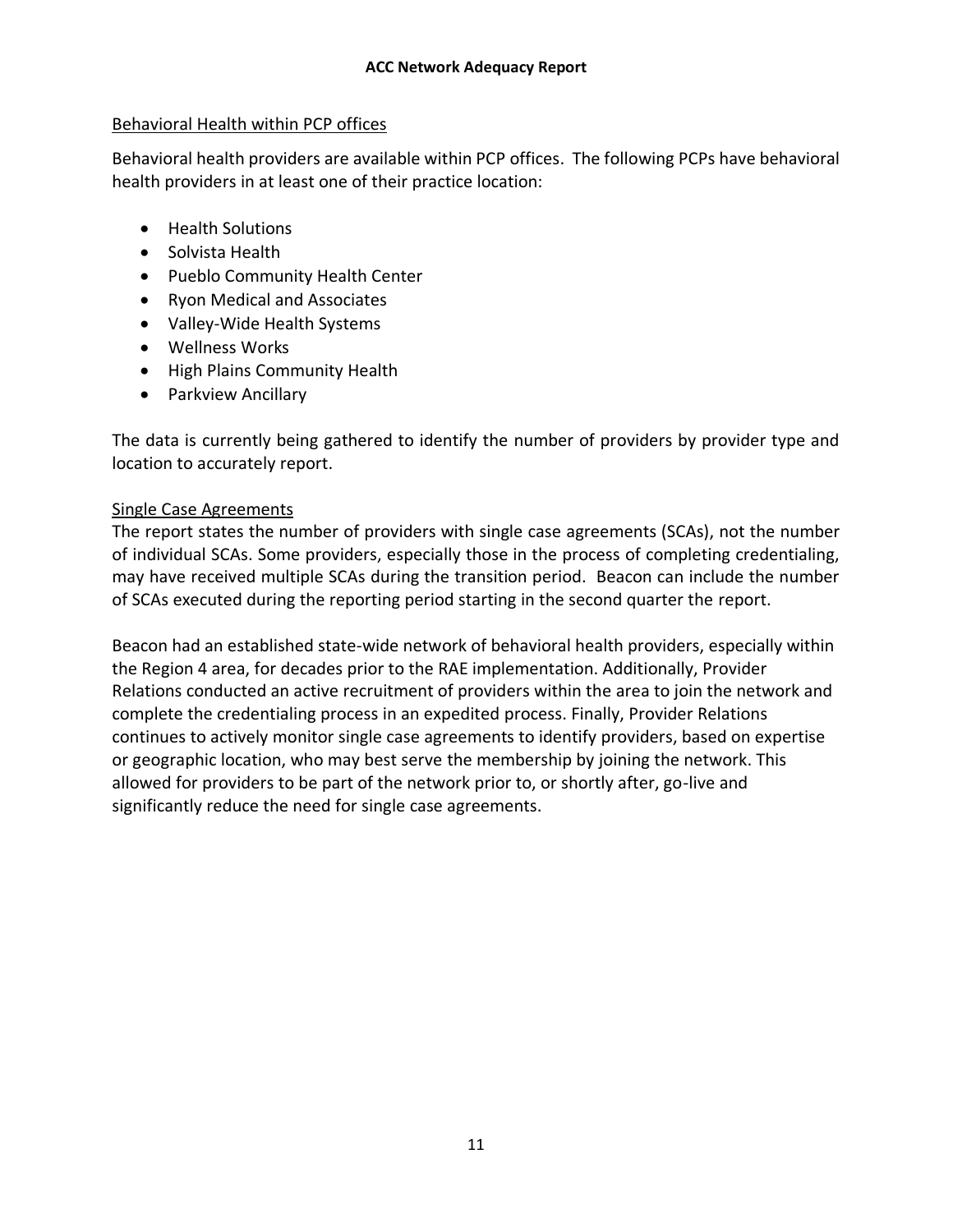Behavioral Health within PCP offices

Behavioral health providers are available within PCP offices. The following PCPs have behavioral health providers in at least one of their practice location:

- Health Solutions
- Solvista Health
- Pueblo Community Health Center
- Ryon Medical and Associates
- Valley-Wide Health Systems
- Wellness Works
- High Plains Community Health
- Parkview Ancillary

The data is currently being gathered to identify the number of providers by provider type and location to accurately report.

Single Case Agreements

The report states the number of providers with single case agreements (SCAs), not the number of individual SCAs. Some providers, especially those in the process of completing credentialing, may have received multiple SCAs during the transition period. Beacon can include the number of SCAs executed during the reporting period starting in the second quarter the report.

Beacon had an established state-wide network of behavioral health providers, especially within the Region 4 area, for decades prior to the RAE implementation. Additionally, Provider Relations conducted an active recruitment of providers within the area to join the network and complete the credentialing process in an expedited process. Finally, Provider Relations continues to actively monitor single case agreements to identify providers, based on expertise or geographic location, who may best serve the membership by joining the network. This allowed for providers to be part of the network prior to, or shortly after, go-live and significantly reduce the need for single case agreements.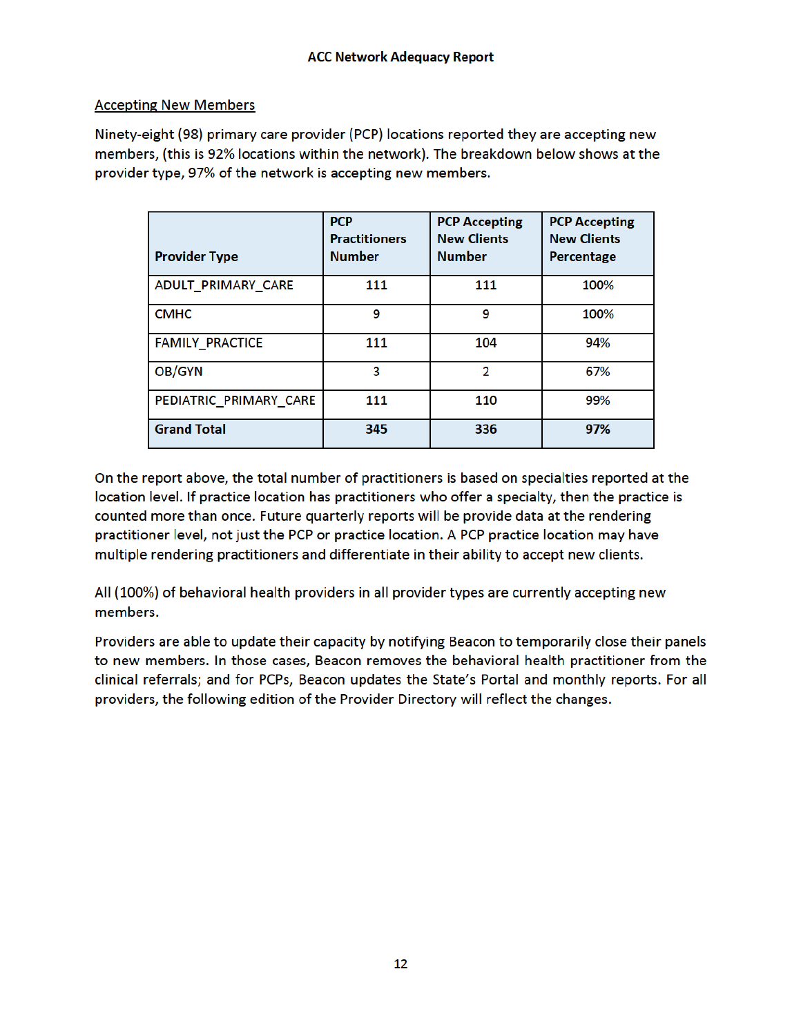Accepting New Members

Ninety-eight (98) primary care provider (PCP) locations reported they are accepting new members, (this is 92% locations within the network). The breakdown below shows at the provider type, 97% of the network is accepting new members.

| Provider Type | PCP Practitioners Number | PCP Accepting New Clients Number | PCP Accepting New Clients Percentage |
|---|---|---|---|
| ADULT_PRIMARY_CARE | 111 | 111 | 100% |
| CMHC | 9 | 9 | 100% |
| FAMILY_PRACTICE | 111 | 104 | 94% |
| OB/GYN | 3 | 2 | 67% |
| PEDIATRIC_PRIMARY_CARE | 111 | 110 | 99% |
| **Grand Total** | **345** | **336** | **97%** |

On the report above, the total number of practitioners is based on specialties reported at the location level. If practice location has practitioners who offer a specialty, then the practice is counted more than once. Future quarterly reports will be provide data at the rendering practitioner level, not just the PCP or practice location. A PCP practice location may have multiple rendering practitioners and differentiate in their ability to accept new clients.

All (100%) of behavioral health providers in all provider types are currently accepting new members.

Providers are able to update their capacity by notifying Beacon to temporarily close their panels to new members. In those cases, Beacon removes the behavioral health practitioner from the clinical referrals; and for PCPs, Beacon updates the State's Portal and monthly reports. For all providers, the following edition of the Provider Directory will reflect the changes.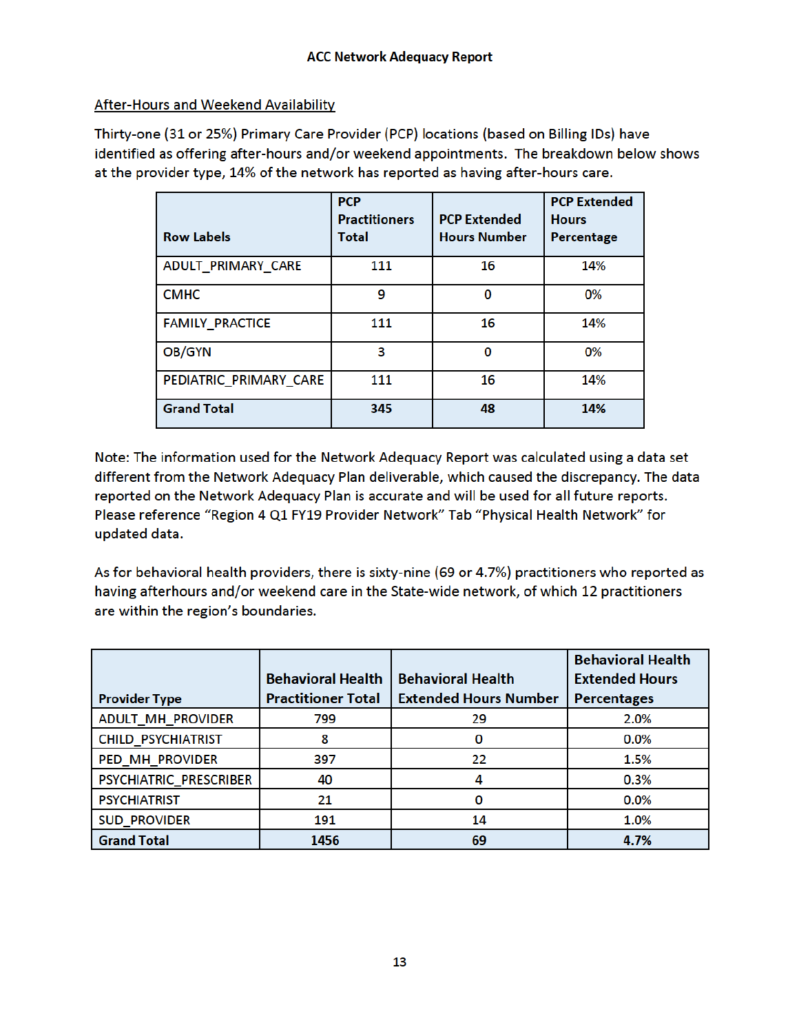## After-Hours and Weekend Availability

Thirty-one (31 or 25%) Primary Care Provider (PCP) locations (based on Billing IDs) have identified as offering after-hours and/or weekend appointments. The breakdown below shows at the provider type, 14% of the network has reported as having after-hours care.

| Row Labels | PCP Practitioners Total | PCP Extended Hours Number | PCP Extended Hours Percentage |
|---|---|---|---|
| ADULT_PRIMARY_CARE | 111 | 16 | 14% |
| CMHC | 9 | 0 | 0% |
| FAMILY_PRACTICE | 111 | 16 | 14% |
| OB/GYN | 3 | 0 | 0% |
| PEDIATRIC_PRIMARY_CARE | 111 | 16 | 14% |
| **Grand Total** | **345** | **48** | **14%** |

Note: The information used for the Network Adequacy Report was calculated using a data set different from the Network Adequacy Plan deliverable, which caused the discrepancy. The data reported on the Network Adequacy Plan is accurate and will be used for all future reports. Please reference "Region 4 Q1 FY19 Provider Network" Tab "Physical Health Network" for updated data.

As for behavioral health providers, there is sixty-nine (69 or 4.7%) practitioners who reported as having afterhours and/or weekend care in the State-wide network, of which 12 practitioners are within the region's boundaries.

| Provider Type | Behavioral Health Practitioner Total | Behavioral Health Extended Hours Number | Behavioral Health Extended Hours Percentages |
|---|---|---|---|
| ADULT_MH_PROVIDER | 799 | 29 | 2.0% |
| CHILD_PSYCHIATRIST | 8 | 0 | 0.0% |
| PED_MH_PROVIDER | 397 | 22 | 1.5% |
| PSYCHIATRIC_PRESCRIBER | 40 | 4 | 0.3% |
| PSYCHIATRIST | 21 | 0 | 0.0% |
| SUD_PROVIDER | 191 | 14 | 1.0% |
| **Grand Total** | **1456** | **69** | **4.7%** |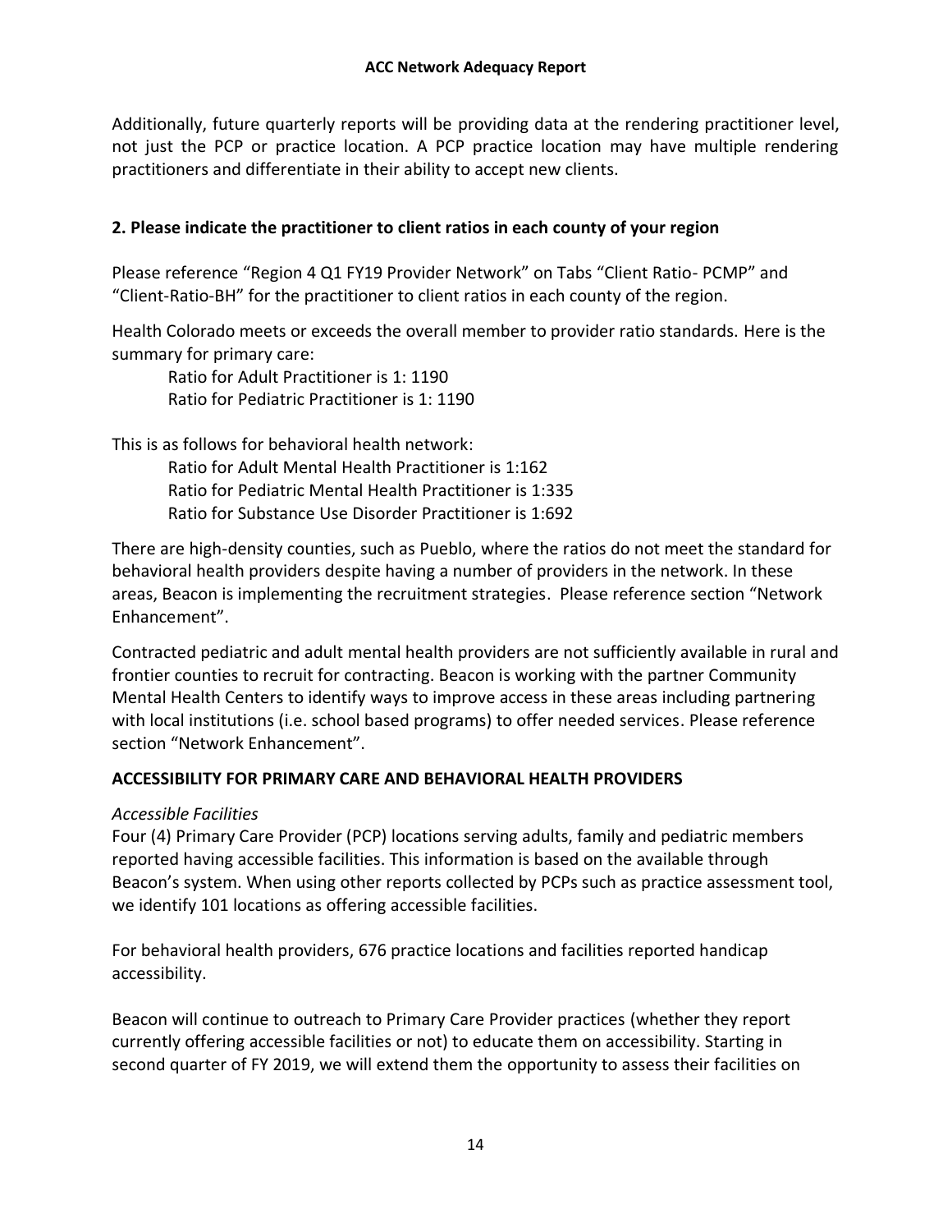Additionally, future quarterly reports will be providing data at the rendering practitioner level, not just the PCP or practice location. A PCP practice location may have multiple rendering practitioners and differentiate in their ability to accept new clients.

### 2. Please indicate the practitioner to client ratios in each county of your region

Please reference "Region 4 Q1 FY19 Provider Network" on Tabs "Client Ratio- PCMP" and "Client-Ratio-BH" for the practitioner to client ratios in each county of the region.

Health Colorado meets or exceeds the overall member to provider ratio standards. Here is the summary for primary care:

- Ratio for Adult Practitioner is 1: 1190
- Ratio for Pediatric Practitioner is 1: 1190

This is as follows for behavioral health network:

- Ratio for Adult Mental Health Practitioner is 1:162
- Ratio for Pediatric Mental Health Practitioner is 1:335
- Ratio for Substance Use Disorder Practitioner is 1:692

There are high-density counties, such as Pueblo, where the ratios do not meet the standard for behavioral health providers despite having a number of providers in the network. In these areas, Beacon is implementing the recruitment strategies. Please reference section "Network Enhancement".

Contracted pediatric and adult mental health providers are not sufficiently available in rural and frontier counties to recruit for contracting. Beacon is working with the partner Community Mental Health Centers to identify ways to improve access in these areas including partnering with local institutions (i.e. school based programs) to offer needed services. Please reference section "Network Enhancement".

## ACCESSIBILITY FOR PRIMARY CARE AND BEHAVIORAL HEALTH PROVIDERS

*Accessible Facilities*

Four (4) Primary Care Provider (PCP) locations serving adults, family and pediatric members reported having accessible facilities. This information is based on the available through Beacon's system. When using other reports collected by PCPs such as practice assessment tool, we identify 101 locations as offering accessible facilities.

For behavioral health providers, 676 practice locations and facilities reported handicap accessibility.

Beacon will continue to outreach to Primary Care Provider practices (whether they report currently offering accessible facilities or not) to educate them on accessibility. Starting in second quarter of FY 2019, we will extend them the opportunity to assess their facilities on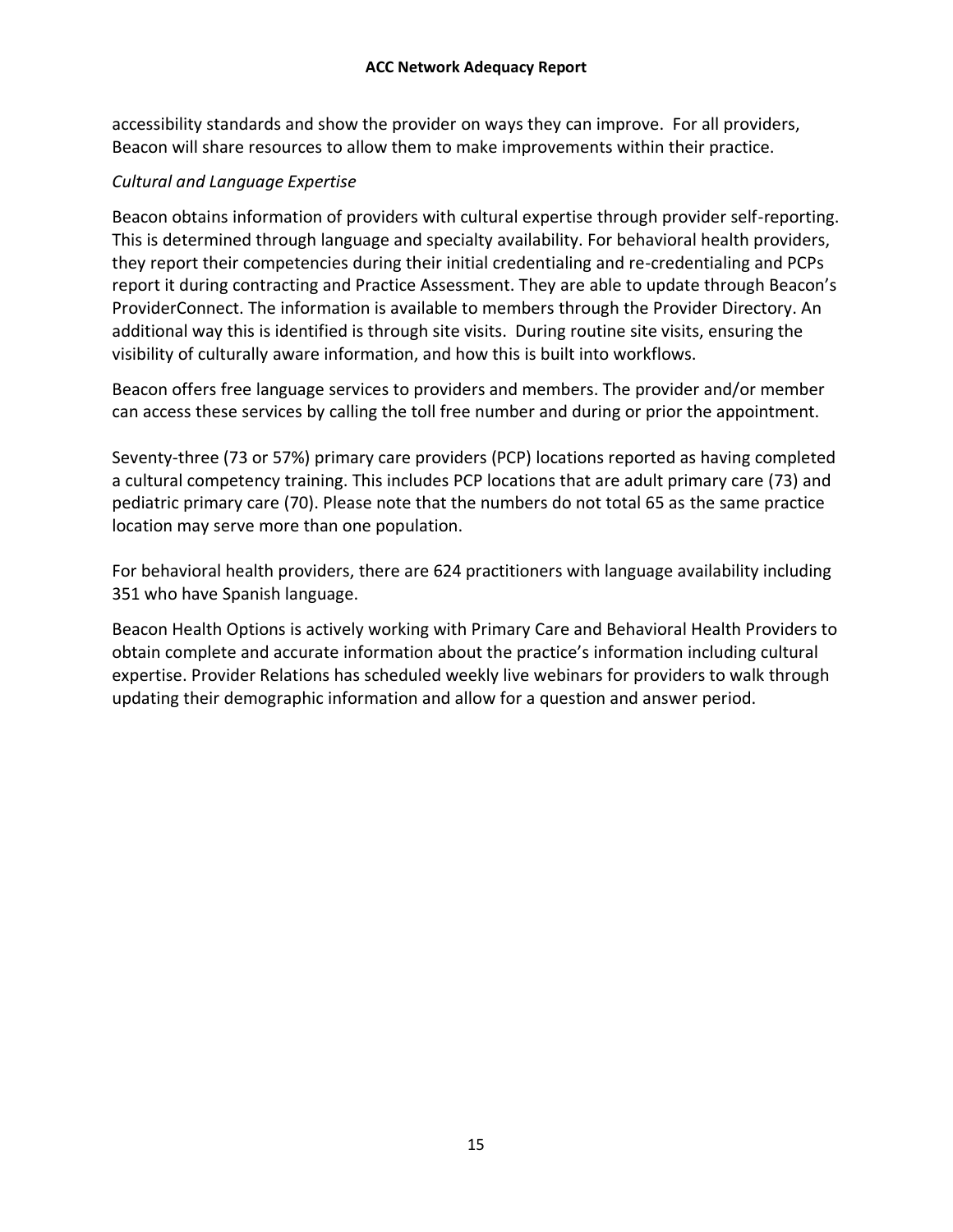accessibility standards and show the provider on ways they can improve.  For all providers, Beacon will share resources to allow them to make improvements within their practice.

*Cultural and Language Expertise*

Beacon obtains information of providers with cultural expertise through provider self-reporting. This is determined through language and specialty availability. For behavioral health providers, they report their competencies during their initial credentialing and re-credentialing and PCPs report it during contracting and Practice Assessment. They are able to update through Beacon's ProviderConnect. The information is available to members through the Provider Directory. An additional way this is identified is through site visits.  During routine site visits, ensuring the visibility of culturally aware information, and how this is built into workflows.

Beacon offers free language services to providers and members. The provider and/or member can access these services by calling the toll free number and during or prior the appointment.

Seventy-three (73 or 57%) primary care providers (PCP) locations reported as having completed a cultural competency training. This includes PCP locations that are adult primary care (73) and pediatric primary care (70). Please note that the numbers do not total 65 as the same practice location may serve more than one population.

For behavioral health providers, there are 624 practitioners with language availability including 351 who have Spanish language.

Beacon Health Options is actively working with Primary Care and Behavioral Health Providers to obtain complete and accurate information about the practice's information including cultural expertise. Provider Relations has scheduled weekly live webinars for providers to walk through updating their demographic information and allow for a question and answer period.